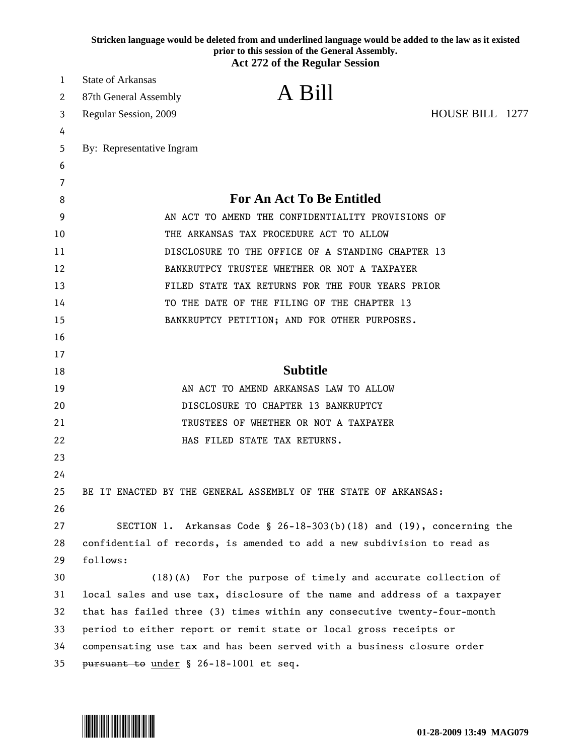**Stricken language would be deleted from and underlined language would be added to the law as it existed prior to this session of the General Assembly.**

**Act 272 of the Regular Session**

State of Arkansas
87th General Assembly
Regular Session, 2009

# A Bill

HOUSE BILL 1277

By: Representative Ingram

## For An Act To Be Entitled

AN ACT TO AMEND THE CONFIDENTIALITY PROVISIONS OF THE ARKANSAS TAX PROCEDURE ACT TO ALLOW DISCLOSURE TO THE OFFICE OF A STANDING CHAPTER 13 BANKRUTPCY TRUSTEE WHETHER OR NOT A TAXPAYER FILED STATE TAX RETURNS FOR THE FOUR YEARS PRIOR TO THE DATE OF THE FILING OF THE CHAPTER 13 BANKRUPTCY PETITION; AND FOR OTHER PURPOSES.

## Subtitle

AN ACT TO AMEND ARKANSAS LAW TO ALLOW DISCLOSURE TO CHAPTER 13 BANKRUPTCY TRUSTEES OF WHETHER OR NOT A TAXPAYER HAS FILED STATE TAX RETURNS.

BE IT ENACTED BY THE GENERAL ASSEMBLY OF THE STATE OF ARKANSAS:

SECTION 1. Arkansas Code § 26-18-303(b)(18) and (19), concerning the confidential of records, is amended to add a new subdivision to read as follows:

(18)(A) For the purpose of timely and accurate collection of local sales and use tax, disclosure of the name and address of a taxpayer that has failed three (3) times within any consecutive twenty-four-month period to either report or remit state or local gross receipts or compensating use tax and has been served with a business closure order ~~pursuant to~~ <u>under</u> § 26-18-1001 et seq.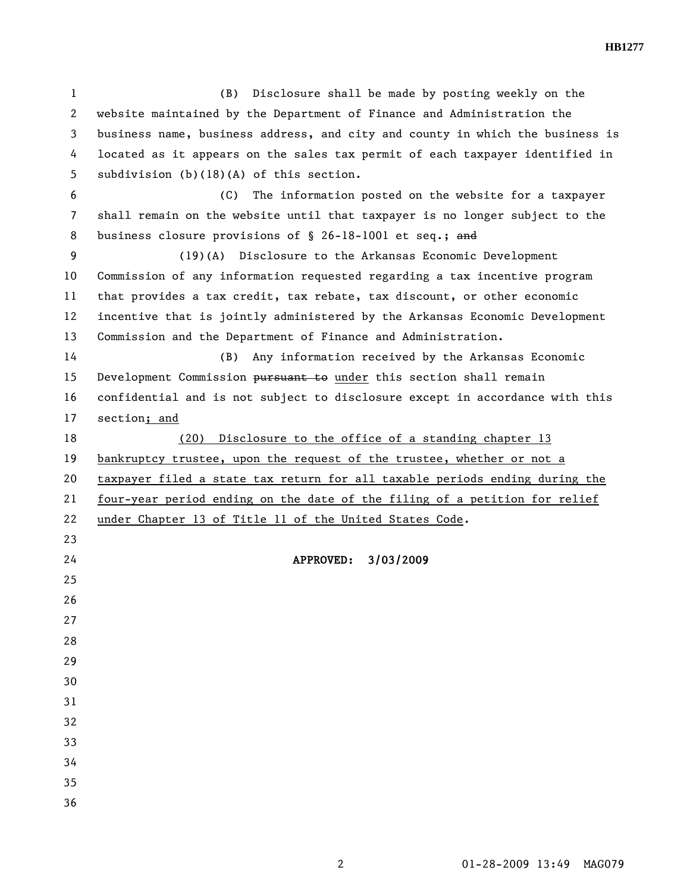(B) Disclosure shall be made by posting weekly on the website maintained by the Department of Finance and Administration the business name, business address, and city and county in which the business is located as it appears on the sales tax permit of each taxpayer identified in subdivision (b)(18)(A) of this section.

(C) The information posted on the website for a taxpayer shall remain on the website until that taxpayer is no longer subject to the business closure provisions of § 26-18-1001 et seq.; ~~and~~

(19)(A) Disclosure to the Arkansas Economic Development Commission of any information requested regarding a tax incentive program that provides a tax credit, tax rebate, tax discount, or other economic incentive that is jointly administered by the Arkansas Economic Development Commission and the Department of Finance and Administration.

(B) Any information received by the Arkansas Economic Development Commission ~~pursuant to~~ under this section shall remain confidential and is not subject to disclosure except in accordance with this section; and

(20) Disclosure to the office of a standing chapter 13 bankruptcy trustee, upon the request of the trustee, whether or not a taxpayer filed a state tax return for all taxable periods ending during the four-year period ending on the date of the filing of a petition for relief under Chapter 13 of Title 11 of the United States Code.

**APPROVED: 3/03/2009**

01-28-2009 13:49 MAG079